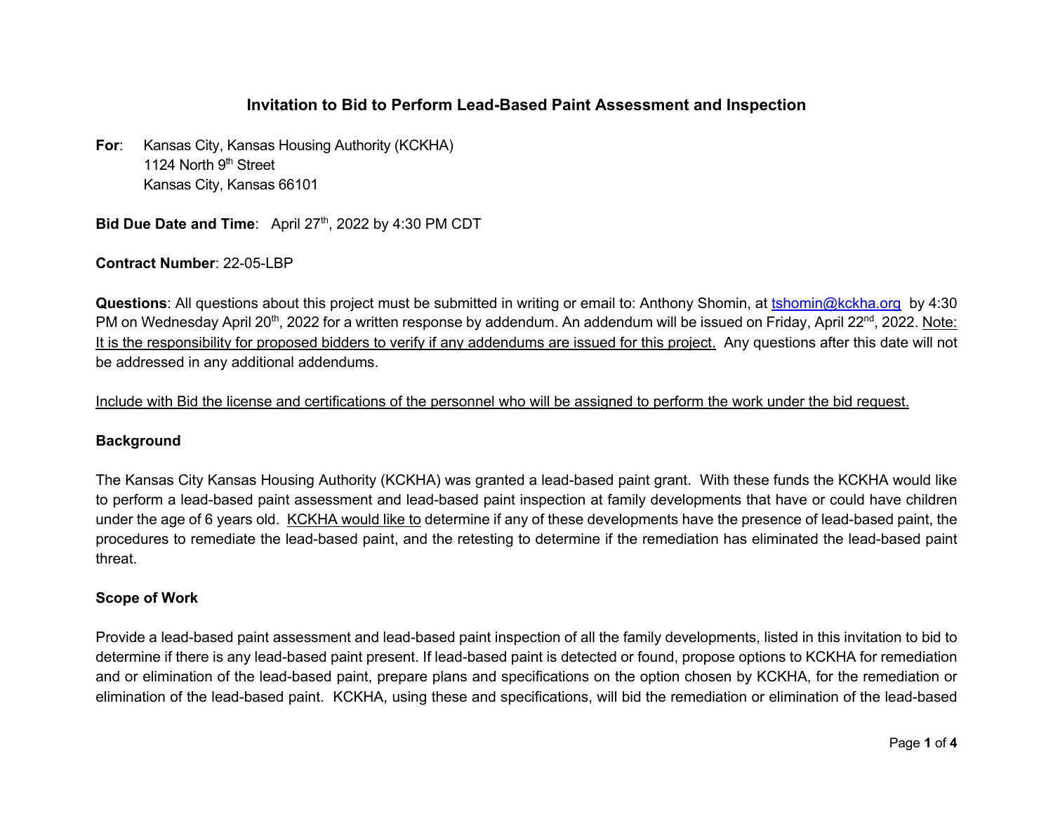# Invitation to Bid to Perform Lead-Based Paint Assessment and Inspection

**For**: Kansas City, Kansas Housing Authority (KCKHA)
1124 North 9th Street
Kansas City, Kansas 66101

**Bid Due Date and Time**: April 27th, 2022 by 4:30 PM CDT

**Contract Number**: 22-05-LBP

**Questions**: All questions about this project must be submitted in writing or email to: Anthony Shomin, at tshomin@kckha.org by 4:30 PM on Wednesday April 20th, 2022 for a written response by addendum. An addendum will be issued on Friday, April 22nd, 2022. Note: It is the responsibility for proposed bidders to verify if any addendums are issued for this project. Any questions after this date will not be addressed in any additional addendums.

Include with Bid the license and certifications of the personnel who will be assigned to perform the work under the bid request.

## Background

The Kansas City Kansas Housing Authority (KCKHA) was granted a lead-based paint grant. With these funds the KCKHA would like to perform a lead-based paint assessment and lead-based paint inspection at family developments that have or could have children under the age of 6 years old. KCKHA would like to determine if any of these developments have the presence of lead-based paint, the procedures to remediate the lead-based paint, and the retesting to determine if the remediation has eliminated the lead-based paint threat.

## Scope of Work

Provide a lead-based paint assessment and lead-based paint inspection of all the family developments, listed in this invitation to bid to determine if there is any lead-based paint present. If lead-based paint is detected or found, propose options to KCKHA for remediation and or elimination of the lead-based paint, prepare plans and specifications on the option chosen by KCKHA, for the remediation or elimination of the lead-based paint. KCKHA, using these and specifications, will bid the remediation or elimination of the lead-based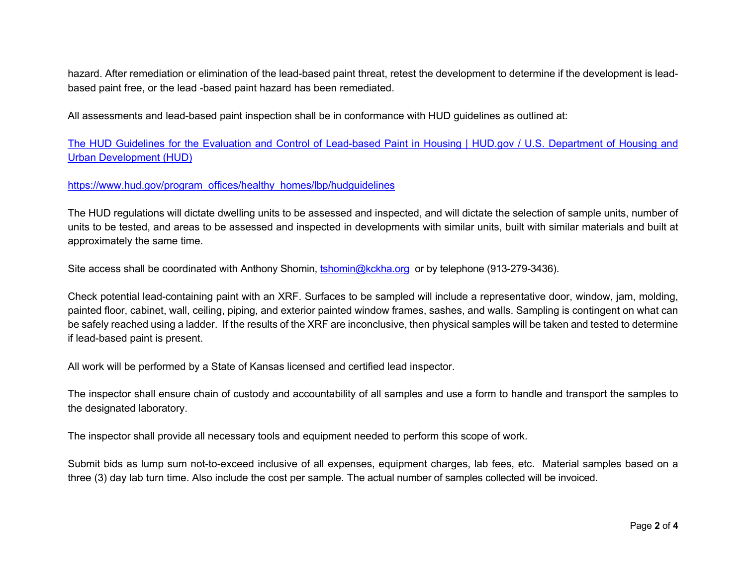hazard. After remediation or elimination of the lead-based paint threat, retest the development to determine if the development is lead-based paint free, or the lead -based paint hazard has been remediated.

All assessments and lead-based paint inspection shall be in conformance with HUD guidelines as outlined at:

[The HUD Guidelines for the Evaluation and Control of Lead-based Paint in Housing | HUD.gov / U.S. Department of Housing and Urban Development (HUD)](https://www.hud.gov/program_offices/healthy_homes/lbp/hudguidelines)

https://www.hud.gov/program_offices/healthy_homes/lbp/hudguidelines

The HUD regulations will dictate dwelling units to be assessed and inspected, and will dictate the selection of sample units, number of units to be tested, and areas to be assessed and inspected in developments with similar units, built with similar materials and built at approximately the same time.

Site access shall be coordinated with Anthony Shomin, tshomin@kckha.org or by telephone (913-279-3436).

Check potential lead-containing paint with an XRF. Surfaces to be sampled will include a representative door, window, jam, molding, painted floor, cabinet, wall, ceiling, piping, and exterior painted window frames, sashes, and walls. Sampling is contingent on what can be safely reached using a ladder. If the results of the XRF are inconclusive, then physical samples will be taken and tested to determine if lead-based paint is present.

All work will be performed by a State of Kansas licensed and certified lead inspector.

The inspector shall ensure chain of custody and accountability of all samples and use a form to handle and transport the samples to the designated laboratory.

The inspector shall provide all necessary tools and equipment needed to perform this scope of work.

Submit bids as lump sum not-to-exceed inclusive of all expenses, equipment charges, lab fees, etc. Material samples based on a three (3) day lab turn time. Also include the cost per sample. The actual number of samples collected will be invoiced.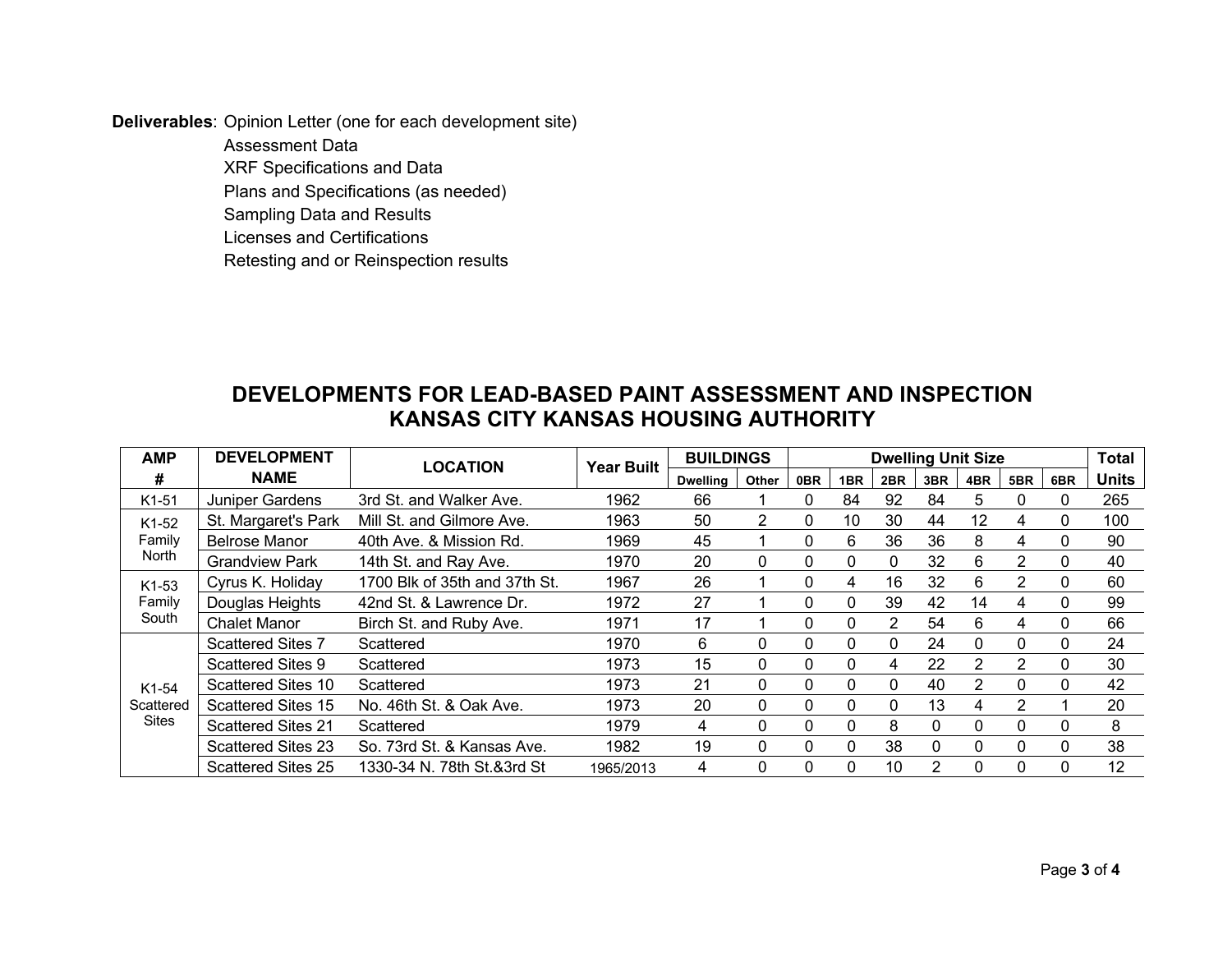**Deliverables**: Opinion Letter (one for each development site)
Assessment Data
XRF Specifications and Data
Plans and Specifications (as needed)
Sampling Data and Results
Licenses and Certifications
Retesting and or Reinspection results

## DEVELOPMENTS FOR LEAD-BASED PAINT ASSESSMENT AND INSPECTION
## KANSAS CITY KANSAS HOUSING AUTHORITY

| AMP # | DEVELOPMENT NAME | LOCATION | Year Built | BUILDINGS | | Dwelling Unit Size | | | | | | | Total Units |
|---|---|---|---|---|---|---|---|---|---|---|---|---|---|
| | | | | Dwelling | Other | 0BR | 1BR | 2BR | 3BR | 4BR | 5BR | 6BR | |
| K1-51 | Juniper Gardens | 3rd St. and Walker Ave. | 1962 | 66 | 1 | 0 | 84 | 92 | 84 | 5 | 0 | 0 | 265 |
| K1-52 Family North | St. Margaret's Park | Mill St. and Gilmore Ave. | 1963 | 50 | 2 | 0 | 10 | 30 | 44 | 12 | 4 | 0 | 100 |
| | Belrose Manor | 40th Ave. & Mission Rd. | 1969 | 45 | 1 | 0 | 6 | 36 | 36 | 8 | 4 | 0 | 90 |
| | Grandview Park | 14th St. and Ray Ave. | 1970 | 20 | 0 | 0 | 0 | 0 | 32 | 6 | 2 | 0 | 40 |
| K1-53 Family South | Cyrus K. Holiday | 1700 Blk of 35th and 37th St. | 1967 | 26 | 1 | 0 | 4 | 16 | 32 | 6 | 2 | 0 | 60 |
| | Douglas Heights | 42nd St. & Lawrence Dr. | 1972 | 27 | 1 | 0 | 0 | 39 | 42 | 14 | 4 | 0 | 99 |
| | Chalet Manor | Birch St. and Ruby Ave. | 1971 | 17 | 1 | 0 | 0 | 2 | 54 | 6 | 4 | 0 | 66 |
| K1-54 Scattered Sites | Scattered Sites 7 | Scattered | 1970 | 6 | 0 | 0 | 0 | 0 | 24 | 0 | 0 | 0 | 24 |
| | Scattered Sites 9 | Scattered | 1973 | 15 | 0 | 0 | 0 | 4 | 22 | 2 | 2 | 0 | 30 |
| | Scattered Sites 10 | Scattered | 1973 | 21 | 0 | 0 | 0 | 0 | 40 | 2 | 0 | 0 | 42 |
| | Scattered Sites 15 | No. 46th St. & Oak Ave. | 1973 | 20 | 0 | 0 | 0 | 0 | 13 | 4 | 2 | 1 | 20 |
| | Scattered Sites 21 | Scattered | 1979 | 4 | 0 | 0 | 0 | 8 | 0 | 0 | 0 | 0 | 8 |
| | Scattered Sites 23 | So. 73rd St. & Kansas Ave. | 1982 | 19 | 0 | 0 | 0 | 38 | 0 | 0 | 0 | 0 | 38 |
| | Scattered Sites 25 | 1330-34 N. 78th St.&3rd St | 1965/2013 | 4 | 0 | 0 | 0 | 10 | 2 | 0 | 0 | 0 | 12 |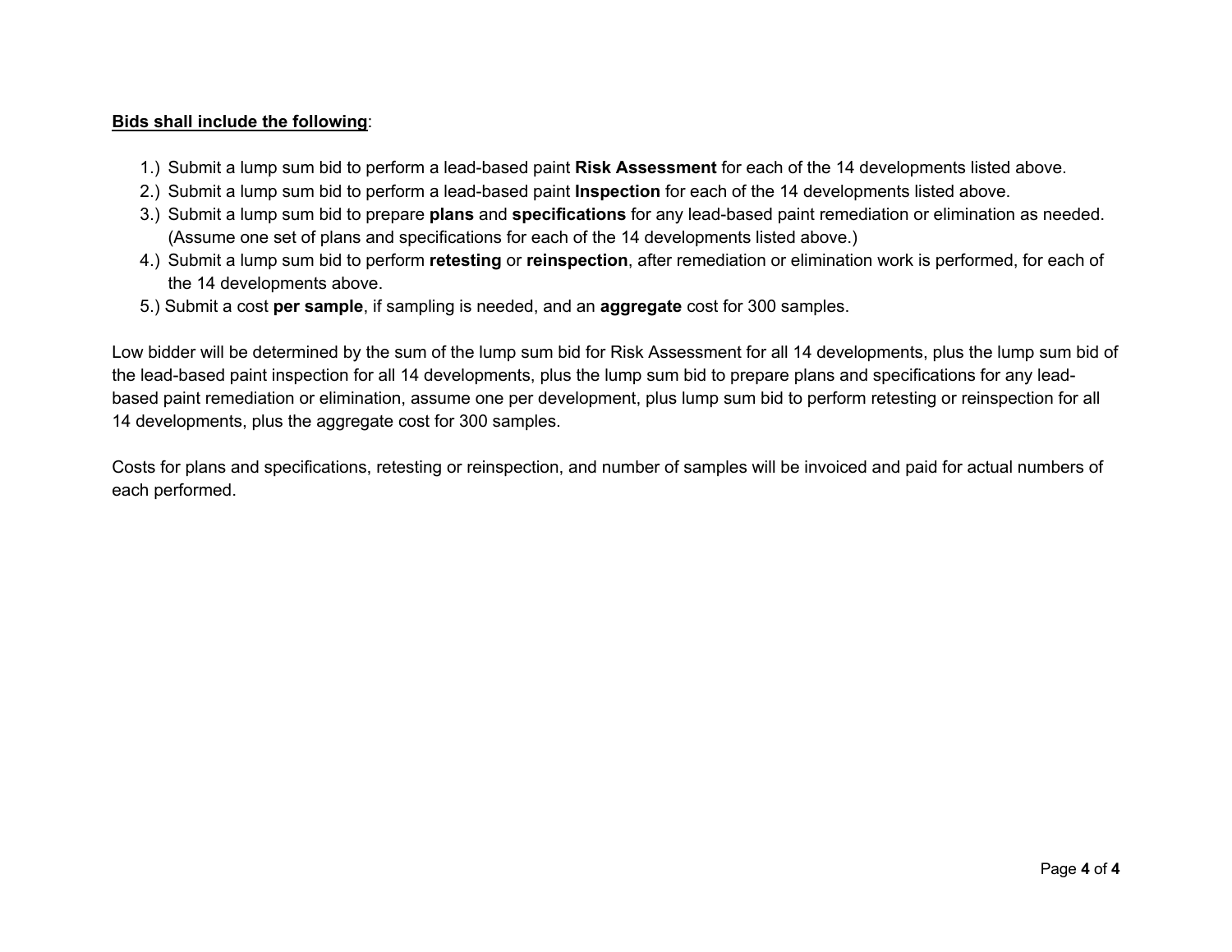**<u>Bids shall include the following</u>**:

1.) Submit a lump sum bid to perform a lead-based paint **Risk Assessment** for each of the 14 developments listed above.
2.) Submit a lump sum bid to perform a lead-based paint **Inspection** for each of the 14 developments listed above.
3.) Submit a lump sum bid to prepare **plans** and **specifications** for any lead-based paint remediation or elimination as needed. (Assume one set of plans and specifications for each of the 14 developments listed above.)
4.) Submit a lump sum bid to perform **retesting** or **reinspection**, after remediation or elimination work is performed, for each of the 14 developments above.
5.) Submit a cost **per sample**, if sampling is needed, and an **aggregate** cost for 300 samples.

Low bidder will be determined by the sum of the lump sum bid for Risk Assessment for all 14 developments, plus the lump sum bid of the lead-based paint inspection for all 14 developments, plus the lump sum bid to prepare plans and specifications for any lead-based paint remediation or elimination, assume one per development, plus lump sum bid to perform retesting or reinspection for all 14 developments, plus the aggregate cost for 300 samples.

Costs for plans and specifications, retesting or reinspection, and number of samples will be invoiced and paid for actual numbers of each performed.